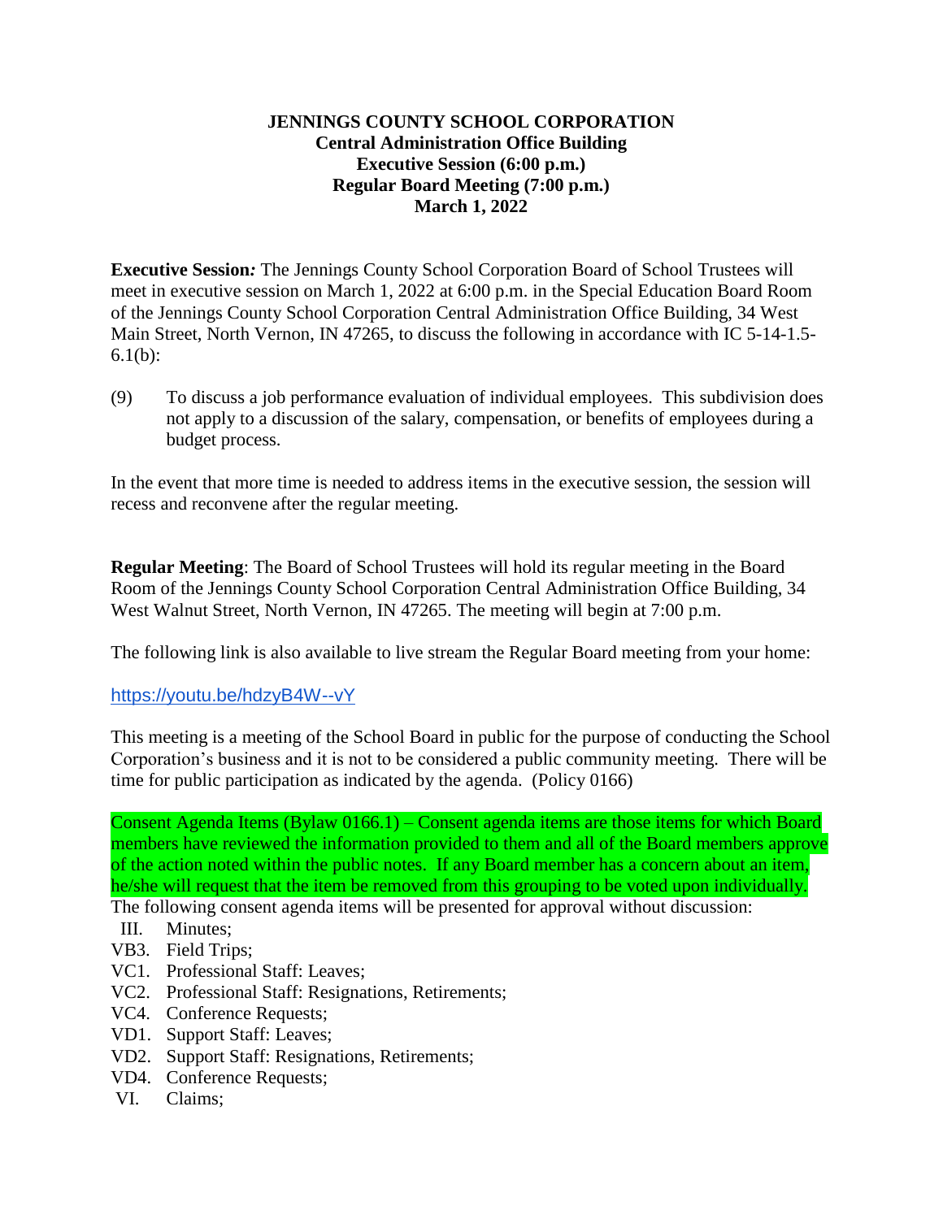**JENNINGS COUNTY SCHOOL CORPORATION**
**Central Administration Office Building**
**Executive Session (6:00 p.m.)**
**Regular Board Meeting (7:00 p.m.)**
**March 1, 2022**

**Executive Session*:*** The Jennings County School Corporation Board of School Trustees will meet in executive session on March 1, 2022 at 6:00 p.m. in the Special Education Board Room of the Jennings County School Corporation Central Administration Office Building, 34 West Main Street, North Vernon, IN 47265, to discuss the following in accordance with IC 5-14-1.5-6.1(b):

(9) To discuss a job performance evaluation of individual employees. This subdivision does not apply to a discussion of the salary, compensation, or benefits of employees during a budget process.

In the event that more time is needed to address items in the executive session, the session will recess and reconvene after the regular meeting.

**Regular Meeting**: The Board of School Trustees will hold its regular meeting in the Board Room of the Jennings County School Corporation Central Administration Office Building, 34 West Walnut Street, North Vernon, IN 47265. The meeting will begin at 7:00 p.m.

The following link is also available to live stream the Regular Board meeting from your home:

https://youtu.be/hdzyB4W--vY

This meeting is a meeting of the School Board in public for the purpose of conducting the School Corporation's business and it is not to be considered a public community meeting. There will be time for public participation as indicated by the agenda. (Policy 0166)

Consent Agenda Items (Bylaw 0166.1) – Consent agenda items are those items for which Board members have reviewed the information provided to them and all of the Board members approve of the action noted within the public notes. If any Board member has a concern about an item, he/she will request that the item be removed from this grouping to be voted upon individually.
The following consent agenda items will be presented for approval without discussion:

- III. Minutes;
- VB3. Field Trips;
- VC1. Professional Staff: Leaves;
- VC2. Professional Staff: Resignations, Retirements;
- VC4. Conference Requests;
- VD1. Support Staff: Leaves;
- VD2. Support Staff: Resignations, Retirements;
- VD4. Conference Requests;
- VI. Claims;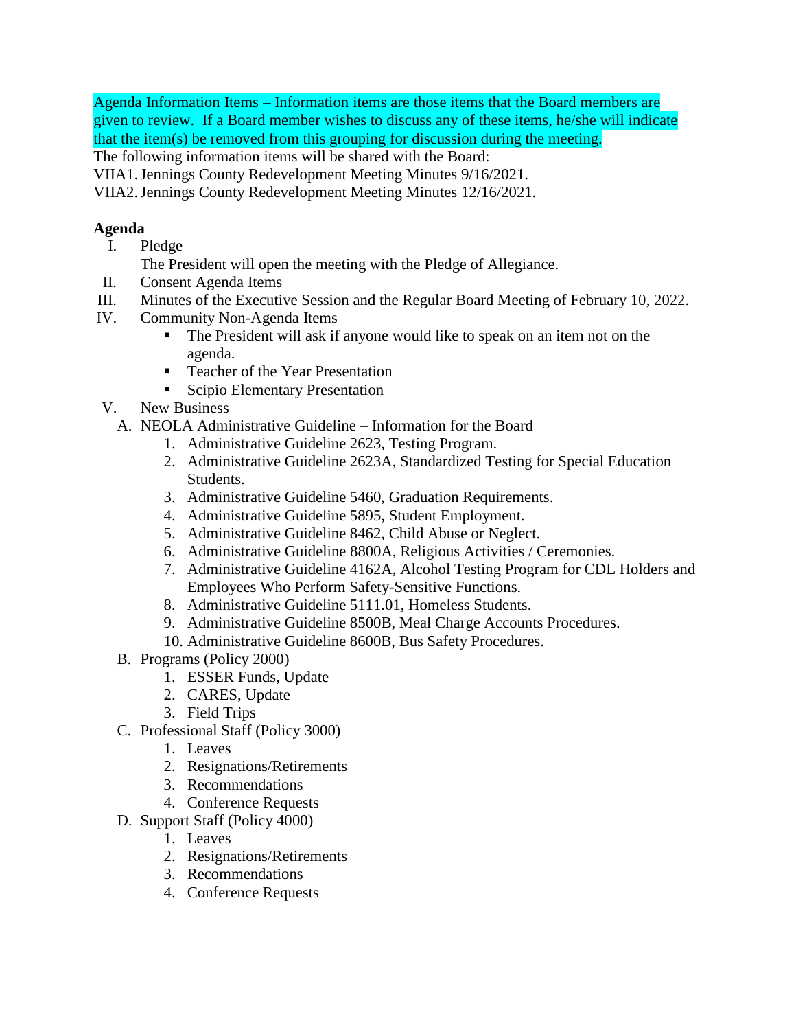Agenda Information Items – Information items are those items that the Board members are given to review. If a Board member wishes to discuss any of these items, he/she will indicate that the item(s) be removed from this grouping for discussion during the meeting.

The following information items will be shared with the Board:

VIIA1. Jennings County Redevelopment Meeting Minutes 9/16/2021.

VIIA2. Jennings County Redevelopment Meeting Minutes 12/16/2021.

**Agenda**

I. Pledge

   The President will open the meeting with the Pledge of Allegiance.

II. Consent Agenda Items

III. Minutes of the Executive Session and the Regular Board Meeting of February 10, 2022.

IV. Community Non-Agenda Items

   - The President will ask if anyone would like to speak on an item not on the agenda.
   - Teacher of the Year Presentation
   - Scipio Elementary Presentation

V. New Business

   A. NEOLA Administrative Guideline – Information for the Board
      1. Administrative Guideline 2623, Testing Program.
      2. Administrative Guideline 2623A, Standardized Testing for Special Education Students.
      3. Administrative Guideline 5460, Graduation Requirements.
      4. Administrative Guideline 5895, Student Employment.
      5. Administrative Guideline 8462, Child Abuse or Neglect.
      6. Administrative Guideline 8800A, Religious Activities / Ceremonies.
      7. Administrative Guideline 4162A, Alcohol Testing Program for CDL Holders and Employees Who Perform Safety-Sensitive Functions.
      8. Administrative Guideline 5111.01, Homeless Students.
      9. Administrative Guideline 8500B, Meal Charge Accounts Procedures.
      10. Administrative Guideline 8600B, Bus Safety Procedures.

   B. Programs (Policy 2000)
      1. ESSER Funds, Update
      2. CARES, Update
      3. Field Trips

   C. Professional Staff (Policy 3000)
      1. Leaves
      2. Resignations/Retirements
      3. Recommendations
      4. Conference Requests

   D. Support Staff (Policy 4000)
      1. Leaves
      2. Resignations/Retirements
      3. Recommendations
      4. Conference Requests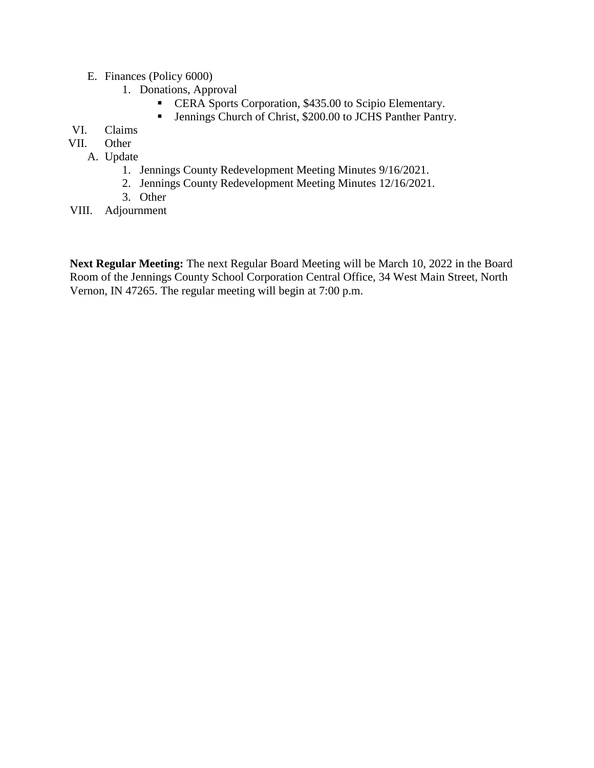E. Finances (Policy 6000)
   1. Donations, Approval
      - CERA Sports Corporation, $435.00 to Scipio Elementary.
      - Jennings Church of Christ, $200.00 to JCHS Panther Pantry.

VI. Claims

VII. Other

A. Update
   1. Jennings County Redevelopment Meeting Minutes 9/16/2021.
   2. Jennings County Redevelopment Meeting Minutes 12/16/2021.
   3. Other

VIII. Adjournment

**Next Regular Meeting:** The next Regular Board Meeting will be March 10, 2022 in the Board Room of the Jennings County School Corporation Central Office, 34 West Main Street, North Vernon, IN 47265. The regular meeting will begin at 7:00 p.m.